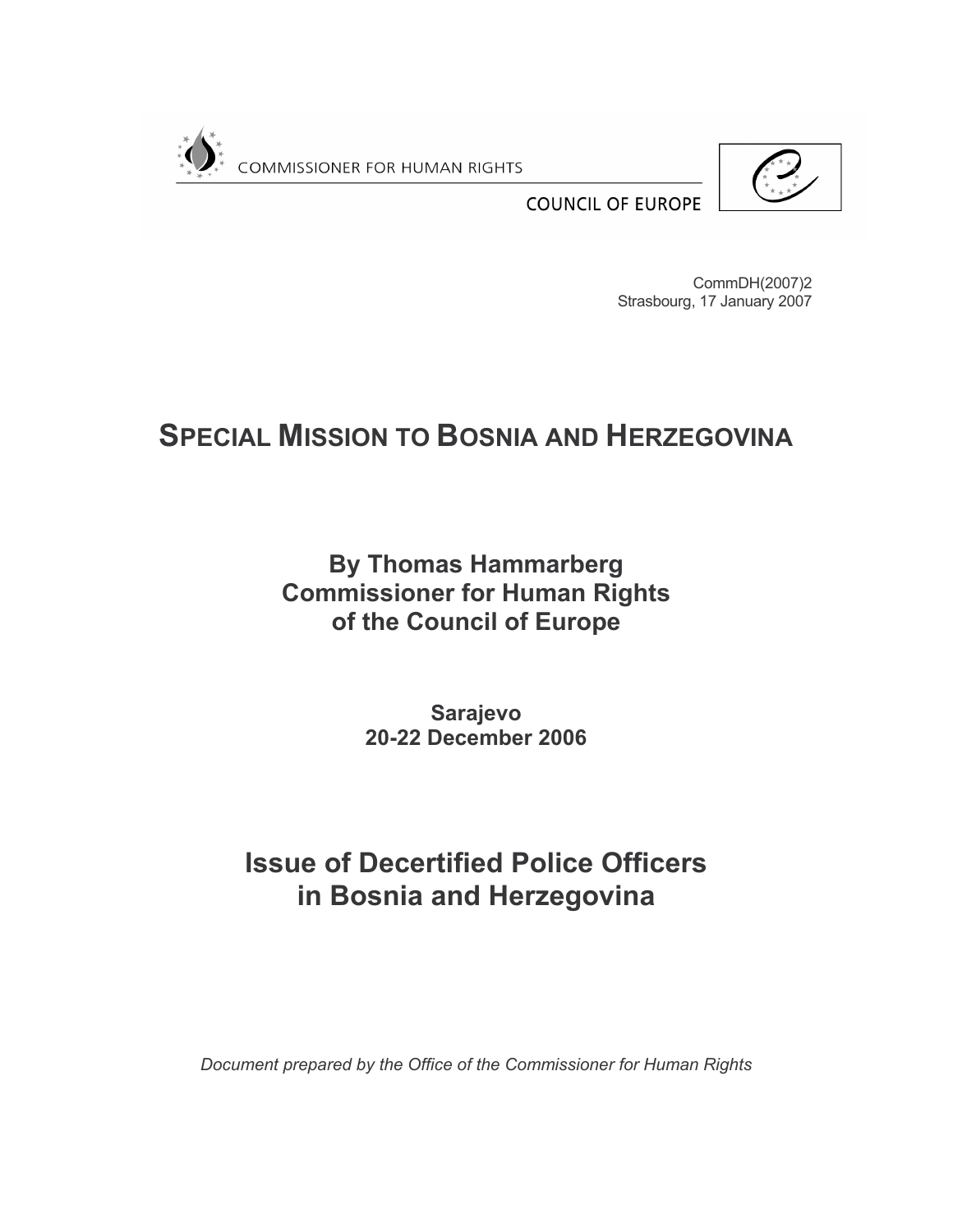COMMISSIONER FOR HUMAN RIGHTS

COUNCIL OF EUROPE

CommDH(2007)2
Strasbourg, 17 January 2007

# SPECIAL MISSION TO BOSNIA AND HERZEGOVINA

**By Thomas Hammarberg**
**Commissioner for Human Rights**
**of the Council of Europe**

**Sarajevo**
**20-22 December 2006**

# Issue of Decertified Police Officers in Bosnia and Herzegovina

*Document prepared by the Office of the Commissioner for Human Rights*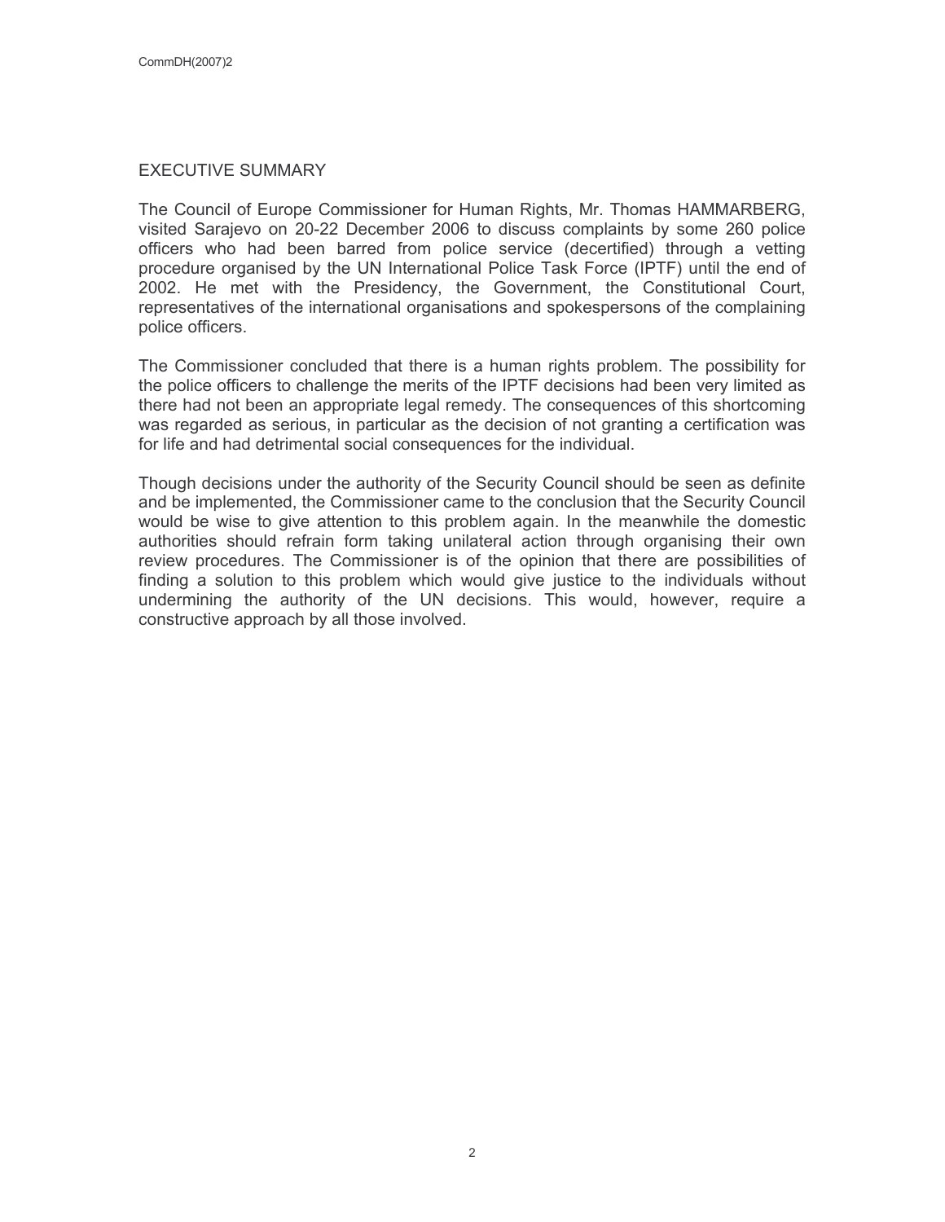## EXECUTIVE SUMMARY

The Council of Europe Commissioner for Human Rights, Mr. Thomas HAMMARBERG, visited Sarajevo on 20-22 December 2006 to discuss complaints by some 260 police officers who had been barred from police service (decertified) through a vetting procedure organised by the UN International Police Task Force (IPTF) until the end of 2002. He met with the Presidency, the Government, the Constitutional Court, representatives of the international organisations and spokespersons of the complaining police officers.

The Commissioner concluded that there is a human rights problem. The possibility for the police officers to challenge the merits of the IPTF decisions had been very limited as there had not been an appropriate legal remedy. The consequences of this shortcoming was regarded as serious, in particular as the decision of not granting a certification was for life and had detrimental social consequences for the individual.

Though decisions under the authority of the Security Council should be seen as definite and be implemented, the Commissioner came to the conclusion that the Security Council would be wise to give attention to this problem again. In the meanwhile the domestic authorities should refrain form taking unilateral action through organising their own review procedures. The Commissioner is of the opinion that there are possibilities of finding a solution to this problem which would give justice to the individuals without undermining the authority of the UN decisions. This would, however, require a constructive approach by all those involved.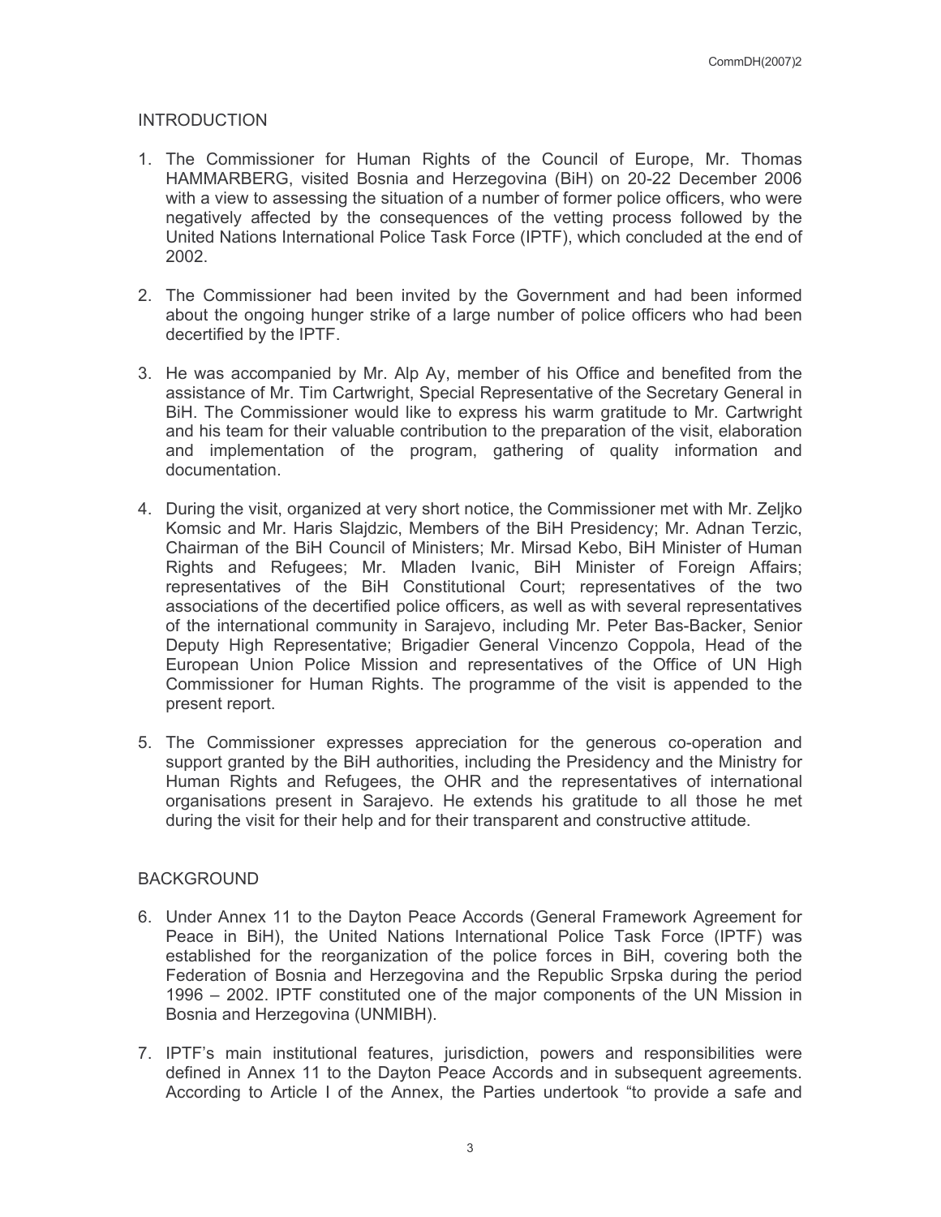## INTRODUCTION

1. The Commissioner for Human Rights of the Council of Europe, Mr. Thomas HAMMARBERG, visited Bosnia and Herzegovina (BiH) on 20-22 December 2006 with a view to assessing the situation of a number of former police officers, who were negatively affected by the consequences of the vetting process followed by the United Nations International Police Task Force (IPTF), which concluded at the end of 2002.

2. The Commissioner had been invited by the Government and had been informed about the ongoing hunger strike of a large number of police officers who had been decertified by the IPTF.

3. He was accompanied by Mr. Alp Ay, member of his Office and benefited from the assistance of Mr. Tim Cartwright, Special Representative of the Secretary General in BiH. The Commissioner would like to express his warm gratitude to Mr. Cartwright and his team for their valuable contribution to the preparation of the visit, elaboration and implementation of the program, gathering of quality information and documentation.

4. During the visit, organized at very short notice, the Commissioner met with Mr. Zeljko Komsic and Mr. Haris Slajdzic, Members of the BiH Presidency; Mr. Adnan Terzic, Chairman of the BiH Council of Ministers; Mr. Mirsad Kebo, BiH Minister of Human Rights and Refugees; Mr. Mladen Ivanic, BiH Minister of Foreign Affairs; representatives of the BiH Constitutional Court; representatives of the two associations of the decertified police officers, as well as with several representatives of the international community in Sarajevo, including Mr. Peter Bas-Backer, Senior Deputy High Representative; Brigadier General Vincenzo Coppola, Head of the European Union Police Mission and representatives of the Office of UN High Commissioner for Human Rights. The programme of the visit is appended to the present report.

5. The Commissioner expresses appreciation for the generous co-operation and support granted by the BiH authorities, including the Presidency and the Ministry for Human Rights and Refugees, the OHR and the representatives of international organisations present in Sarajevo. He extends his gratitude to all those he met during the visit for their help and for their transparent and constructive attitude.

## BACKGROUND

6. Under Annex 11 to the Dayton Peace Accords (General Framework Agreement for Peace in BiH), the United Nations International Police Task Force (IPTF) was established for the reorganization of the police forces in BiH, covering both the Federation of Bosnia and Herzegovina and the Republic Srpska during the period 1996 – 2002. IPTF constituted one of the major components of the UN Mission in Bosnia and Herzegovina (UNMIBH).

7. IPTF's main institutional features, jurisdiction, powers and responsibilities were defined in Annex 11 to the Dayton Peace Accords and in subsequent agreements. According to Article I of the Annex, the Parties undertook "to provide a safe and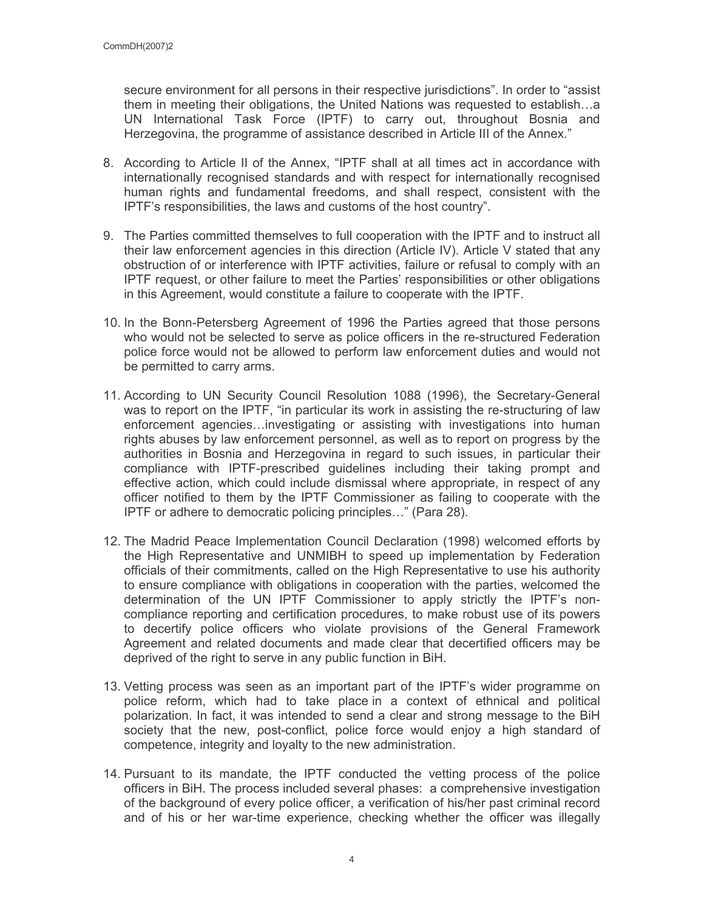secure environment for all persons in their respective jurisdictions". In order to "assist them in meeting their obligations, the United Nations was requested to establish…a UN International Task Force (IPTF) to carry out, throughout Bosnia and Herzegovina, the programme of assistance described in Article III of the Annex."

8. According to Article II of the Annex, "IPTF shall at all times act in accordance with internationally recognised standards and with respect for internationally recognised human rights and fundamental freedoms, and shall respect, consistent with the IPTF's responsibilities, the laws and customs of the host country".

9. The Parties committed themselves to full cooperation with the IPTF and to instruct all their law enforcement agencies in this direction (Article IV). Article V stated that any obstruction of or interference with IPTF activities, failure or refusal to comply with an IPTF request, or other failure to meet the Parties' responsibilities or other obligations in this Agreement, would constitute a failure to cooperate with the IPTF.

10. In the Bonn-Petersberg Agreement of 1996 the Parties agreed that those persons who would not be selected to serve as police officers in the re-structured Federation police force would not be allowed to perform law enforcement duties and would not be permitted to carry arms.

11. According to UN Security Council Resolution 1088 (1996), the Secretary-General was to report on the IPTF, "in particular its work in assisting the re-structuring of law enforcement agencies…investigating or assisting with investigations into human rights abuses by law enforcement personnel, as well as to report on progress by the authorities in Bosnia and Herzegovina in regard to such issues, in particular their compliance with IPTF-prescribed guidelines including their taking prompt and effective action, which could include dismissal where appropriate, in respect of any officer notified to them by the IPTF Commissioner as failing to cooperate with the IPTF or adhere to democratic policing principles…" (Para 28).

12. The Madrid Peace Implementation Council Declaration (1998) welcomed efforts by the High Representative and UNMIBH to speed up implementation by Federation officials of their commitments, called on the High Representative to use his authority to ensure compliance with obligations in cooperation with the parties, welcomed the determination of the UN IPTF Commissioner to apply strictly the IPTF's non-compliance reporting and certification procedures, to make robust use of its powers to decertify police officers who violate provisions of the General Framework Agreement and related documents and made clear that decertified officers may be deprived of the right to serve in any public function in BiH.

13. Vetting process was seen as an important part of the IPTF's wider programme on police reform, which had to take place in a context of ethnical and political polarization. In fact, it was intended to send a clear and strong message to the BiH society that the new, post-conflict, police force would enjoy a high standard of competence, integrity and loyalty to the new administration.

14. Pursuant to its mandate, the IPTF conducted the vetting process of the police officers in BiH. The process included several phases: a comprehensive investigation of the background of every police officer, a verification of his/her past criminal record and of his or her war-time experience, checking whether the officer was illegally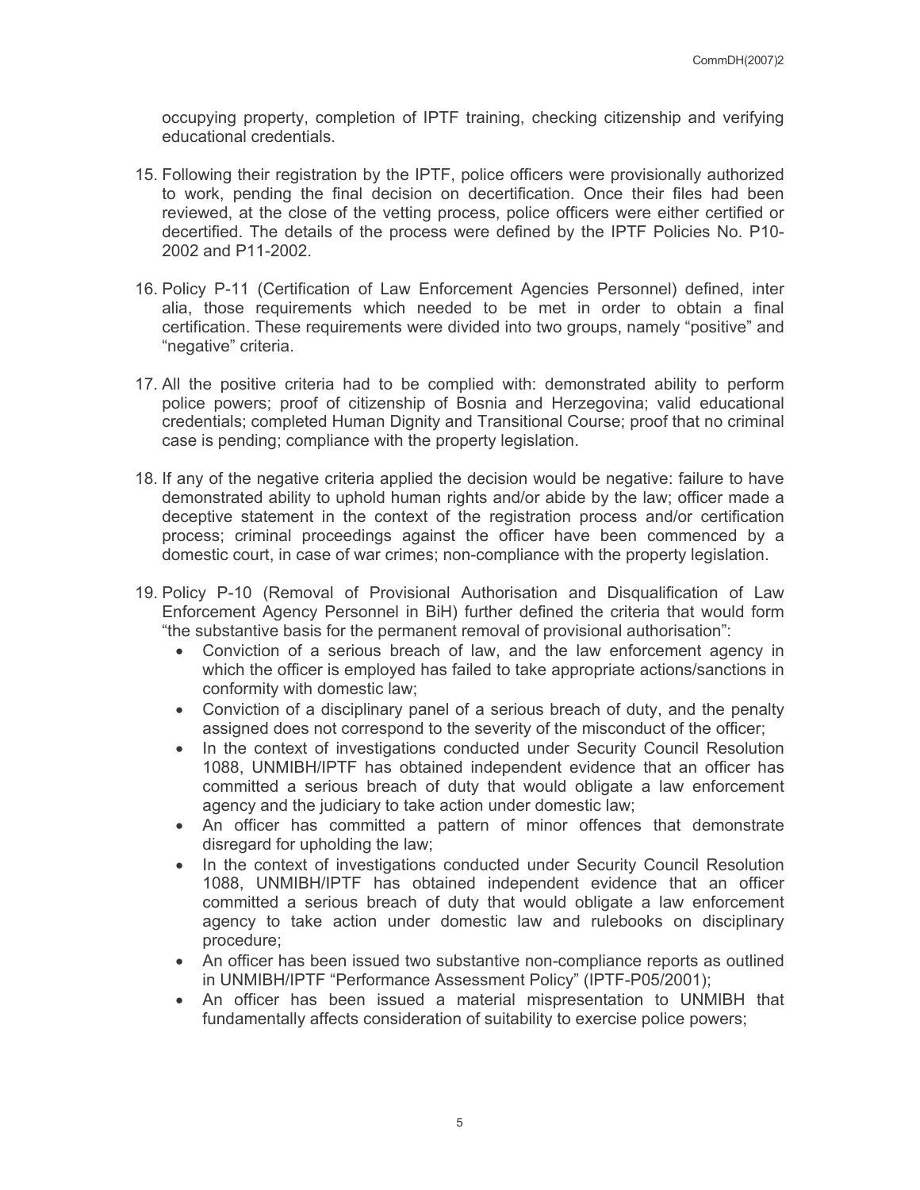occupying property, completion of IPTF training, checking citizenship and verifying educational credentials.

15. Following their registration by the IPTF, police officers were provisionally authorized to work, pending the final decision on decertification. Once their files had been reviewed, at the close of the vetting process, police officers were either certified or decertified. The details of the process were defined by the IPTF Policies No. P10-2002 and P11-2002.

16. Policy P-11 (Certification of Law Enforcement Agencies Personnel) defined, inter alia, those requirements which needed to be met in order to obtain a final certification. These requirements were divided into two groups, namely "positive" and "negative" criteria.

17. All the positive criteria had to be complied with: demonstrated ability to perform police powers; proof of citizenship of Bosnia and Herzegovina; valid educational credentials; completed Human Dignity and Transitional Course; proof that no criminal case is pending; compliance with the property legislation.

18. If any of the negative criteria applied the decision would be negative: failure to have demonstrated ability to uphold human rights and/or abide by the law; officer made a deceptive statement in the context of the registration process and/or certification process; criminal proceedings against the officer have been commenced by a domestic court, in case of war crimes; non-compliance with the property legislation.

19. Policy P-10 (Removal of Provisional Authorisation and Disqualification of Law Enforcement Agency Personnel in BiH) further defined the criteria that would form "the substantive basis for the permanent removal of provisional authorisation":
    - Conviction of a serious breach of law, and the law enforcement agency in which the officer is employed has failed to take appropriate actions/sanctions in conformity with domestic law;
    - Conviction of a disciplinary panel of a serious breach of duty, and the penalty assigned does not correspond to the severity of the misconduct of the officer;
    - In the context of investigations conducted under Security Council Resolution 1088, UNMIBH/IPTF has obtained independent evidence that an officer has committed a serious breach of duty that would obligate a law enforcement agency and the judiciary to take action under domestic law;
    - An officer has committed a pattern of minor offences that demonstrate disregard for upholding the law;
    - In the context of investigations conducted under Security Council Resolution 1088, UNMIBH/IPTF has obtained independent evidence that an officer committed a serious breach of duty that would obligate a law enforcement agency to take action under domestic law and rulebooks on disciplinary procedure;
    - An officer has been issued two substantive non-compliance reports as outlined in UNMIBH/IPTF "Performance Assessment Policy" (IPTF-P05/2001);
    - An officer has been issued a material mispresentation to UNMIBH that fundamentally affects consideration of suitability to exercise police powers;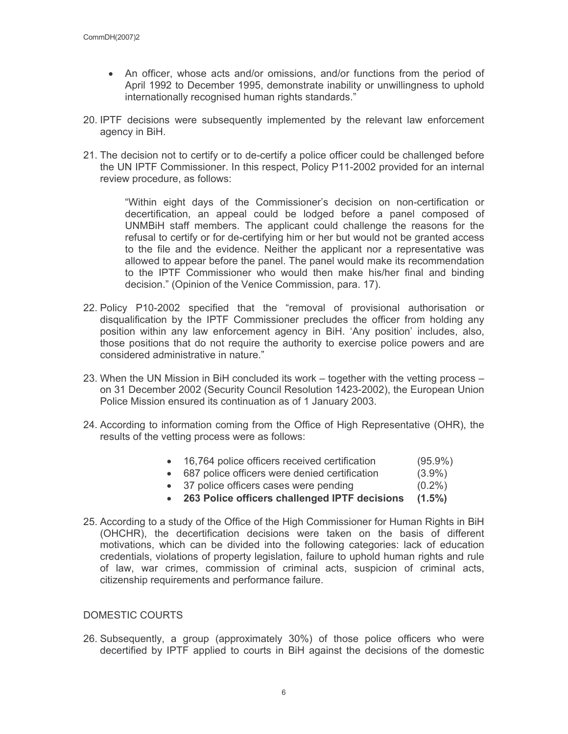- An officer, whose acts and/or omissions, and/or functions from the period of April 1992 to December 1995, demonstrate inability or unwillingness to uphold internationally recognised human rights standards."

20. IPTF decisions were subsequently implemented by the relevant law enforcement agency in BiH.

21. The decision not to certify or to de-certify a police officer could be challenged before the UN IPTF Commissioner. In this respect, Policy P11-2002 provided for an internal review procedure, as follows:

> "Within eight days of the Commissioner's decision on non-certification or decertification, an appeal could be lodged before a panel composed of UNMBiH staff members. The applicant could challenge the reasons for the refusal to certify or for de-certifying him or her but would not be granted access to the file and the evidence. Neither the applicant nor a representative was allowed to appear before the panel. The panel would make its recommendation to the IPTF Commissioner who would then make his/her final and binding decision." (Opinion of the Venice Commission, para. 17).

22. Policy P10-2002 specified that the "removal of provisional authorisation or disqualification by the IPTF Commissioner precludes the officer from holding any position within any law enforcement agency in BiH. 'Any position' includes, also, those positions that do not require the authority to exercise police powers and are considered administrative in nature."

23. When the UN Mission in BiH concluded its work – together with the vetting process – on 31 December 2002 (Security Council Resolution 1423-2002), the European Union Police Mission ensured its continuation as of 1 January 2003.

24. According to information coming from the Office of High Representative (OHR), the results of the vetting process were as follows:

    - 16,764 police officers received certification (95.9%)
    - 687 police officers were denied certification (3.9%)
    - 37 police officers cases were pending (0.2%)
    - **263 Police officers challenged IPTF decisions (1.5%)**

25. According to a study of the Office of the High Commissioner for Human Rights in BiH (OHCHR), the decertification decisions were taken on the basis of different motivations, which can be divided into the following categories: lack of education credentials, violations of property legislation, failure to uphold human rights and rule of law, war crimes, commission of criminal acts, suspicion of criminal acts, citizenship requirements and performance failure.

## DOMESTIC COURTS

26. Subsequently, a group (approximately 30%) of those police officers who were decertified by IPTF applied to courts in BiH against the decisions of the domestic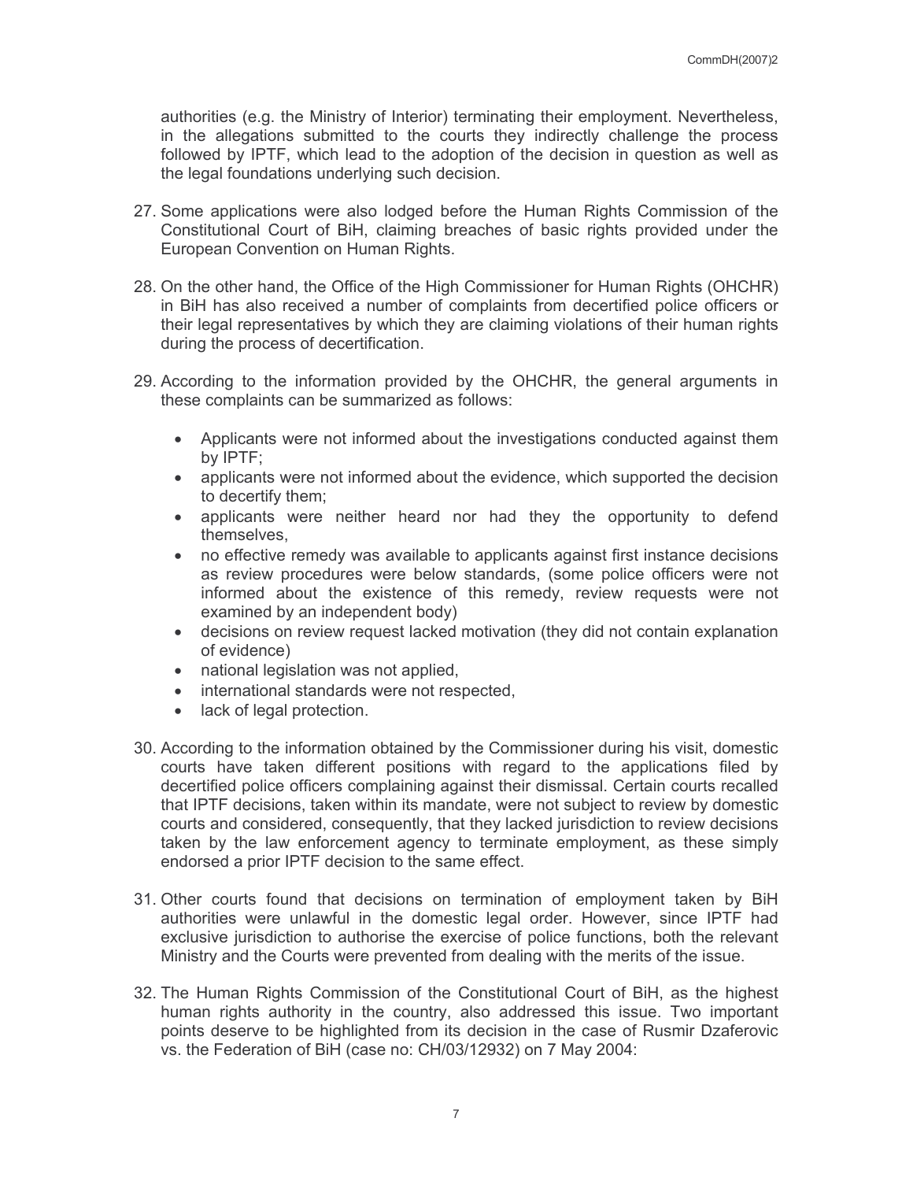authorities (e.g. the Ministry of Interior) terminating their employment. Nevertheless, in the allegations submitted to the courts they indirectly challenge the process followed by IPTF, which lead to the adoption of the decision in question as well as the legal foundations underlying such decision.

27. Some applications were also lodged before the Human Rights Commission of the Constitutional Court of BiH, claiming breaches of basic rights provided under the European Convention on Human Rights.

28. On the other hand, the Office of the High Commissioner for Human Rights (OHCHR) in BiH has also received a number of complaints from decertified police officers or their legal representatives by which they are claiming violations of their human rights during the process of decertification.

29. According to the information provided by the OHCHR, the general arguments in these complaints can be summarized as follows:

   - Applicants were not informed about the investigations conducted against them by IPTF;
   - applicants were not informed about the evidence, which supported the decision to decertify them;
   - applicants were neither heard nor had they the opportunity to defend themselves,
   - no effective remedy was available to applicants against first instance decisions as review procedures were below standards, (some police officers were not informed about the existence of this remedy, review requests were not examined by an independent body)
   - decisions on review request lacked motivation (they did not contain explanation of evidence)
   - national legislation was not applied,
   - international standards were not respected,
   - lack of legal protection.

30. According to the information obtained by the Commissioner during his visit, domestic courts have taken different positions with regard to the applications filed by decertified police officers complaining against their dismissal. Certain courts recalled that IPTF decisions, taken within its mandate, were not subject to review by domestic courts and considered, consequently, that they lacked jurisdiction to review decisions taken by the law enforcement agency to terminate employment, as these simply endorsed a prior IPTF decision to the same effect.

31. Other courts found that decisions on termination of employment taken by BiH authorities were unlawful in the domestic legal order. However, since IPTF had exclusive jurisdiction to authorise the exercise of police functions, both the relevant Ministry and the Courts were prevented from dealing with the merits of the issue.

32. The Human Rights Commission of the Constitutional Court of BiH, as the highest human rights authority in the country, also addressed this issue. Two important points deserve to be highlighted from its decision in the case of Rusmir Dzaferovic vs. the Federation of BiH (case no: CH/03/12932) on 7 May 2004: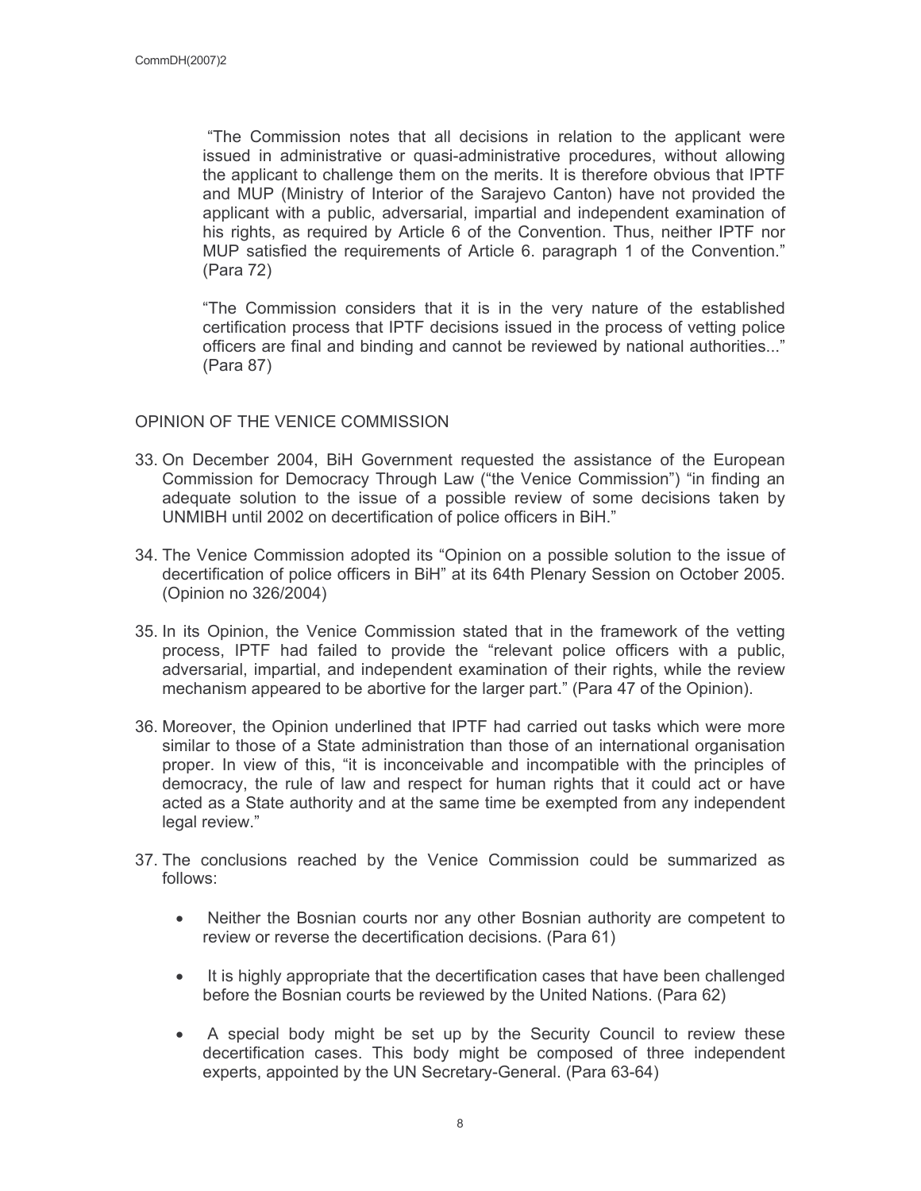"The Commission notes that all decisions in relation to the applicant were issued in administrative or quasi-administrative procedures, without allowing the applicant to challenge them on the merits. It is therefore obvious that IPTF and MUP (Ministry of Interior of the Sarajevo Canton) have not provided the applicant with a public, adversarial, impartial and independent examination of his rights, as required by Article 6 of the Convention. Thus, neither IPTF nor MUP satisfied the requirements of Article 6. paragraph 1 of the Convention." (Para 72)

"The Commission considers that it is in the very nature of the established certification process that IPTF decisions issued in the process of vetting police officers are final and binding and cannot be reviewed by national authorities..." (Para 87)

## OPINION OF THE VENICE COMMISSION

33. On December 2004, BiH Government requested the assistance of the European Commission for Democracy Through Law ("the Venice Commission") "in finding an adequate solution to the issue of a possible review of some decisions taken by UNMIBH until 2002 on decertification of police officers in BiH."

34. The Venice Commission adopted its "Opinion on a possible solution to the issue of decertification of police officers in BiH" at its 64th Plenary Session on October 2005. (Opinion no 326/2004)

35. In its Opinion, the Venice Commission stated that in the framework of the vetting process, IPTF had failed to provide the "relevant police officers with a public, adversarial, impartial, and independent examination of their rights, while the review mechanism appeared to be abortive for the larger part." (Para 47 of the Opinion).

36. Moreover, the Opinion underlined that IPTF had carried out tasks which were more similar to those of a State administration than those of an international organisation proper. In view of this, "it is inconceivable and incompatible with the principles of democracy, the rule of law and respect for human rights that it could act or have acted as a State authority and at the same time be exempted from any independent legal review."

37. The conclusions reached by the Venice Commission could be summarized as follows:

    - Neither the Bosnian courts nor any other Bosnian authority are competent to review or reverse the decertification decisions. (Para 61)
    - It is highly appropriate that the decertification cases that have been challenged before the Bosnian courts be reviewed by the United Nations. (Para 62)
    - A special body might be set up by the Security Council to review these decertification cases. This body might be composed of three independent experts, appointed by the UN Secretary-General. (Para 63-64)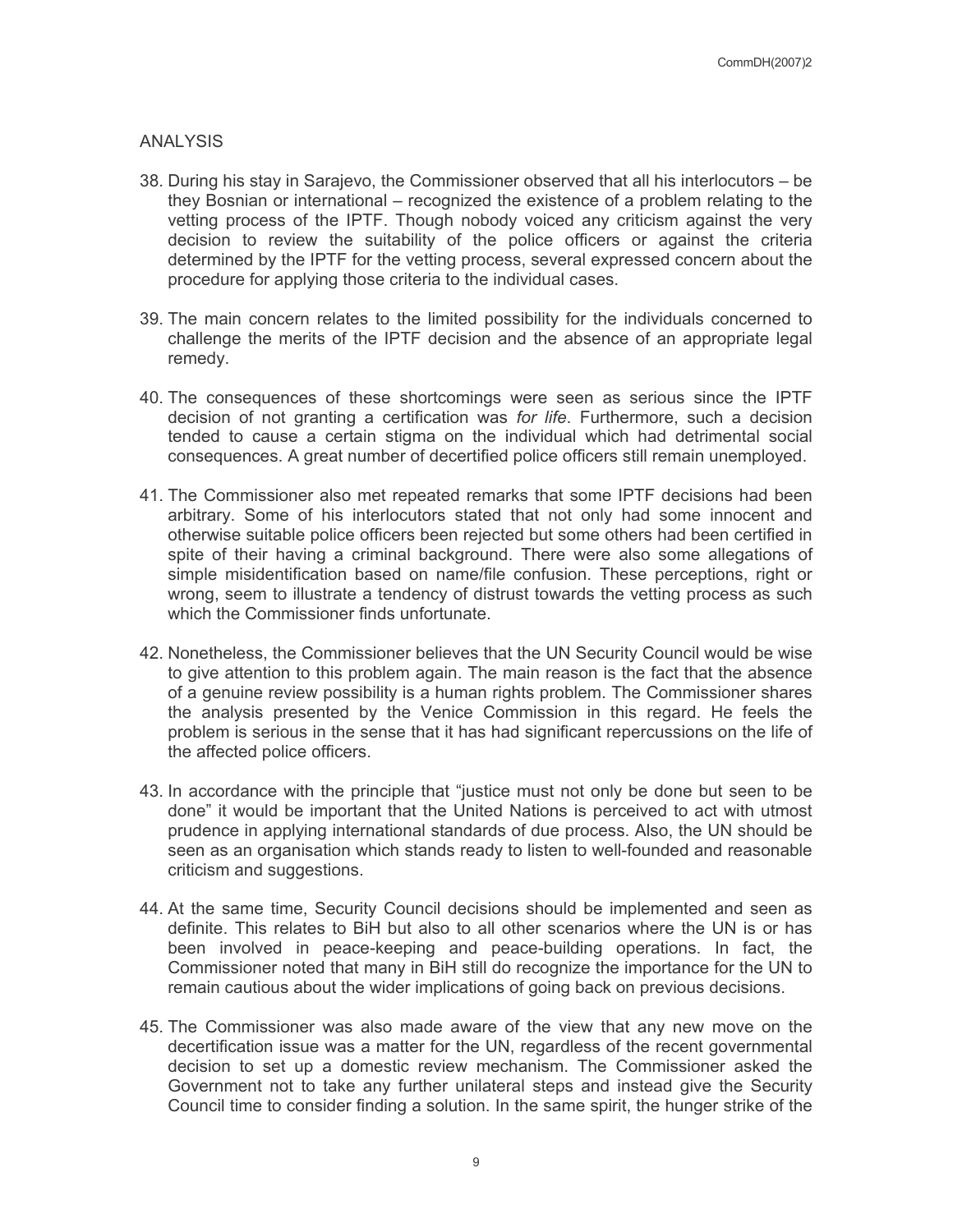ANALYSIS

38. During his stay in Sarajevo, the Commissioner observed that all his interlocutors – be they Bosnian or international – recognized the existence of a problem relating to the vetting process of the IPTF. Though nobody voiced any criticism against the very decision to review the suitability of the police officers or against the criteria determined by the IPTF for the vetting process, several expressed concern about the procedure for applying those criteria to the individual cases.

39. The main concern relates to the limited possibility for the individuals concerned to challenge the merits of the IPTF decision and the absence of an appropriate legal remedy.

40. The consequences of these shortcomings were seen as serious since the IPTF decision of not granting a certification was *for life*. Furthermore, such a decision tended to cause a certain stigma on the individual which had detrimental social consequences. A great number of decertified police officers still remain unemployed.

41. The Commissioner also met repeated remarks that some IPTF decisions had been arbitrary. Some of his interlocutors stated that not only had some innocent and otherwise suitable police officers been rejected but some others had been certified in spite of their having a criminal background. There were also some allegations of simple misidentification based on name/file confusion. These perceptions, right or wrong, seem to illustrate a tendency of distrust towards the vetting process as such which the Commissioner finds unfortunate.

42. Nonetheless, the Commissioner believes that the UN Security Council would be wise to give attention to this problem again. The main reason is the fact that the absence of a genuine review possibility is a human rights problem. The Commissioner shares the analysis presented by the Venice Commission in this regard. He feels the problem is serious in the sense that it has had significant repercussions on the life of the affected police officers.

43. In accordance with the principle that "justice must not only be done but seen to be done" it would be important that the United Nations is perceived to act with utmost prudence in applying international standards of due process. Also, the UN should be seen as an organisation which stands ready to listen to well-founded and reasonable criticism and suggestions.

44. At the same time, Security Council decisions should be implemented and seen as definite. This relates to BiH but also to all other scenarios where the UN is or has been involved in peace-keeping and peace-building operations. In fact, the Commissioner noted that many in BiH still do recognize the importance for the UN to remain cautious about the wider implications of going back on previous decisions.

45. The Commissioner was also made aware of the view that any new move on the decertification issue was a matter for the UN, regardless of the recent governmental decision to set up a domestic review mechanism. The Commissioner asked the Government not to take any further unilateral steps and instead give the Security Council time to consider finding a solution. In the same spirit, the hunger strike of the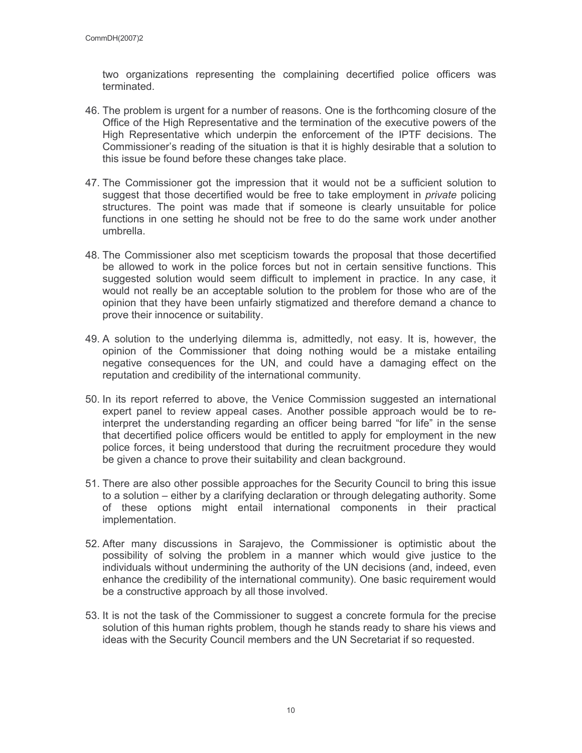two organizations representing the complaining decertified police officers was terminated.

46. The problem is urgent for a number of reasons. One is the forthcoming closure of the Office of the High Representative and the termination of the executive powers of the High Representative which underpin the enforcement of the IPTF decisions. The Commissioner's reading of the situation is that it is highly desirable that a solution to this issue be found before these changes take place.

47. The Commissioner got the impression that it would not be a sufficient solution to suggest that those decertified would be free to take employment in *private* policing structures. The point was made that if someone is clearly unsuitable for police functions in one setting he should not be free to do the same work under another umbrella.

48. The Commissioner also met scepticism towards the proposal that those decertified be allowed to work in the police forces but not in certain sensitive functions. This suggested solution would seem difficult to implement in practice. In any case, it would not really be an acceptable solution to the problem for those who are of the opinion that they have been unfairly stigmatized and therefore demand a chance to prove their innocence or suitability.

49. A solution to the underlying dilemma is, admittedly, not easy. It is, however, the opinion of the Commissioner that doing nothing would be a mistake entailing negative consequences for the UN, and could have a damaging effect on the reputation and credibility of the international community.

50. In its report referred to above, the Venice Commission suggested an international expert panel to review appeal cases. Another possible approach would be to re-interpret the understanding regarding an officer being barred "for life" in the sense that decertified police officers would be entitled to apply for employment in the new police forces, it being understood that during the recruitment procedure they would be given a chance to prove their suitability and clean background.

51. There are also other possible approaches for the Security Council to bring this issue to a solution – either by a clarifying declaration or through delegating authority. Some of these options might entail international components in their practical implementation.

52. After many discussions in Sarajevo, the Commissioner is optimistic about the possibility of solving the problem in a manner which would give justice to the individuals without undermining the authority of the UN decisions (and, indeed, even enhance the credibility of the international community). One basic requirement would be a constructive approach by all those involved.

53. It is not the task of the Commissioner to suggest a concrete formula for the precise solution of this human rights problem, though he stands ready to share his views and ideas with the Security Council members and the UN Secretariat if so requested.